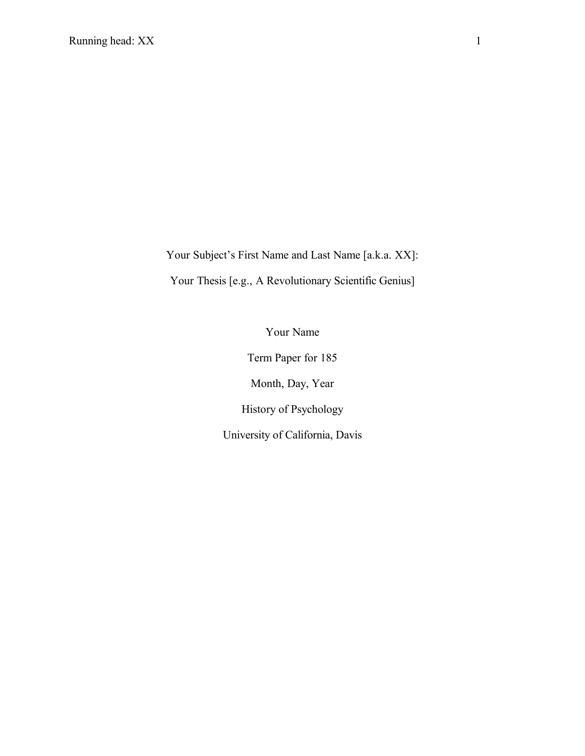Your Subject's First Name and Last Name [a.k.a. XX]:

Your Thesis [e.g., A Revolutionary Scientific Genius]

Your Name

Term Paper for 185

Month, Day, Year

History of Psychology

University of California, Davis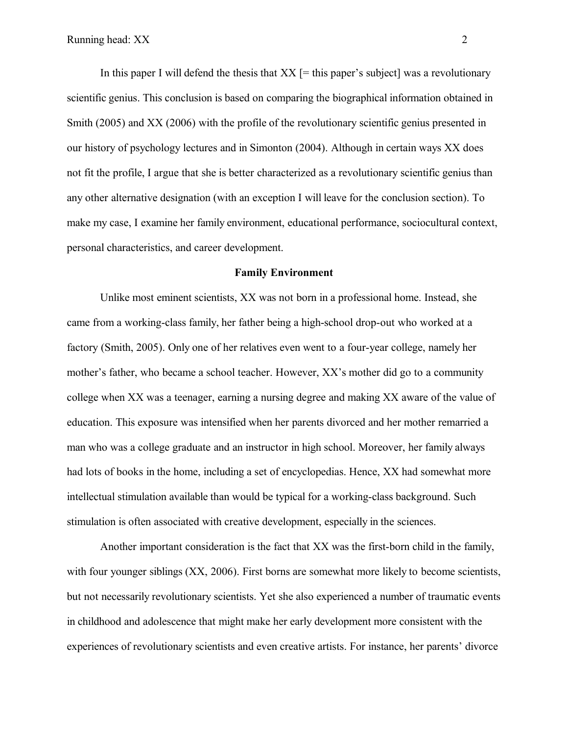In this paper I will defend the thesis that XX [= this paper's subject] was a revolutionary scientific genius. This conclusion is based on comparing the biographical information obtained in Smith (2005) and XX (2006) with the profile of the revolutionary scientific genius presented in our history of psychology lectures and in Simonton (2004). Although in certain ways XX does not fit the profile, I argue that she is better characterized as a revolutionary scientific genius than any other alternative designation (with an exception I will leave for the conclusion section). To make my case, I examine her family environment, educational performance, sociocultural context, personal characteristics, and career development.

## Family Environment

Unlike most eminent scientists, XX was not born in a professional home. Instead, she came from a working-class family, her father being a high-school drop-out who worked at a factory (Smith, 2005). Only one of her relatives even went to a four-year college, namely her mother's father, who became a school teacher. However, XX's mother did go to a community college when XX was a teenager, earning a nursing degree and making XX aware of the value of education. This exposure was intensified when her parents divorced and her mother remarried a man who was a college graduate and an instructor in high school. Moreover, her family always had lots of books in the home, including a set of encyclopedias. Hence, XX had somewhat more intellectual stimulation available than would be typical for a working-class background. Such stimulation is often associated with creative development, especially in the sciences.

Another important consideration is the fact that XX was the first-born child in the family, with four younger siblings (XX, 2006). First borns are somewhat more likely to become scientists, but not necessarily revolutionary scientists. Yet she also experienced a number of traumatic events in childhood and adolescence that might make her early development more consistent with the experiences of revolutionary scientists and even creative artists. For instance, her parents' divorce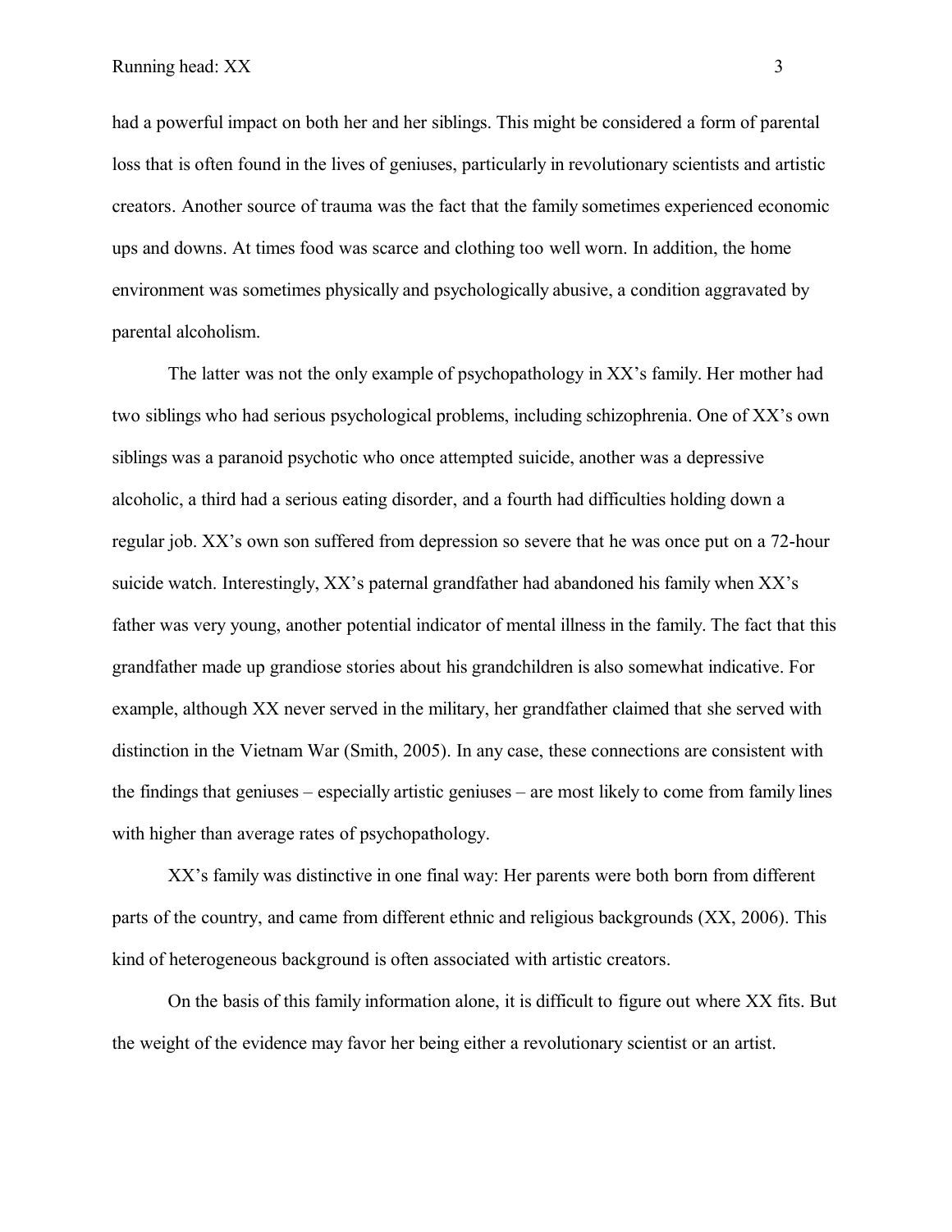had a powerful impact on both her and her siblings. This might be considered a form of parental loss that is often found in the lives of geniuses, particularly in revolutionary scientists and artistic creators. Another source of trauma was the fact that the family sometimes experienced economic ups and downs. At times food was scarce and clothing too well worn. In addition, the home environment was sometimes physically and psychologically abusive, a condition aggravated by parental alcoholism.

The latter was not the only example of psychopathology in XX's family. Her mother had two siblings who had serious psychological problems, including schizophrenia. One of XX's own siblings was a paranoid psychotic who once attempted suicide, another was a depressive alcoholic, a third had a serious eating disorder, and a fourth had difficulties holding down a regular job. XX's own son suffered from depression so severe that he was once put on a 72-hour suicide watch. Interestingly, XX's paternal grandfather had abandoned his family when XX's father was very young, another potential indicator of mental illness in the family. The fact that this grandfather made up grandiose stories about his grandchildren is also somewhat indicative. For example, although XX never served in the military, her grandfather claimed that she served with distinction in the Vietnam War (Smith, 2005). In any case, these connections are consistent with the findings that geniuses – especially artistic geniuses – are most likely to come from family lines with higher than average rates of psychopathology.

XX's family was distinctive in one final way: Her parents were both born from different parts of the country, and came from different ethnic and religious backgrounds (XX, 2006). This kind of heterogeneous background is often associated with artistic creators.

On the basis of this family information alone, it is difficult to figure out where XX fits. But the weight of the evidence may favor her being either a revolutionary scientist or an artist.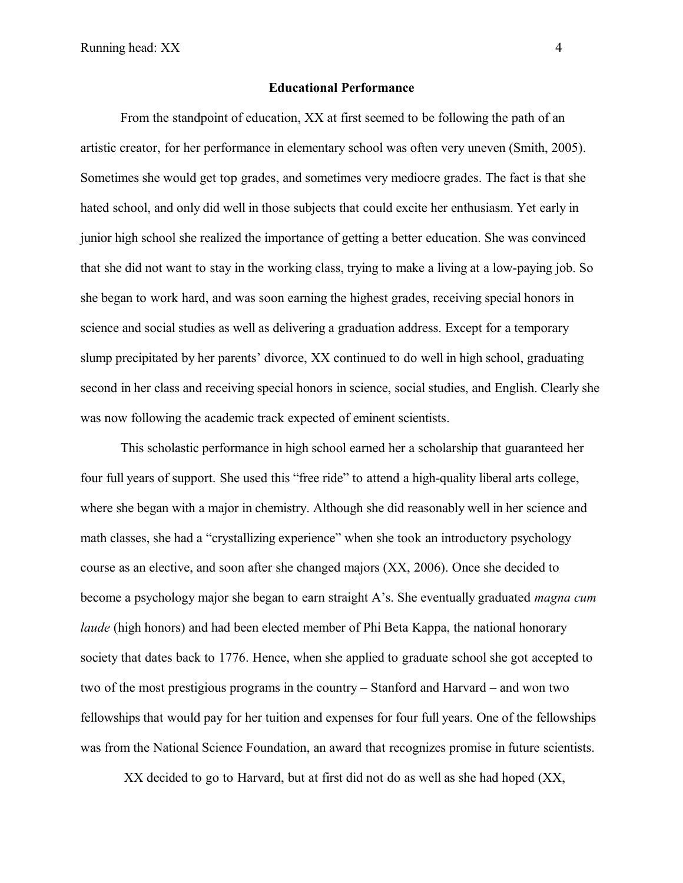## Educational Performance

From the standpoint of education, XX at first seemed to be following the path of an artistic creator, for her performance in elementary school was often very uneven (Smith, 2005). Sometimes she would get top grades, and sometimes very mediocre grades. The fact is that she hated school, and only did well in those subjects that could excite her enthusiasm. Yet early in junior high school she realized the importance of getting a better education. She was convinced that she did not want to stay in the working class, trying to make a living at a low-paying job. So she began to work hard, and was soon earning the highest grades, receiving special honors in science and social studies as well as delivering a graduation address. Except for a temporary slump precipitated by her parents' divorce, XX continued to do well in high school, graduating second in her class and receiving special honors in science, social studies, and English. Clearly she was now following the academic track expected of eminent scientists.

This scholastic performance in high school earned her a scholarship that guaranteed her four full years of support. She used this "free ride" to attend a high-quality liberal arts college, where she began with a major in chemistry. Although she did reasonably well in her science and math classes, she had a "crystallizing experience" when she took an introductory psychology course as an elective, and soon after she changed majors (XX, 2006). Once she decided to become a psychology major she began to earn straight A's. She eventually graduated *magna cum laude* (high honors) and had been elected member of Phi Beta Kappa, the national honorary society that dates back to 1776. Hence, when she applied to graduate school she got accepted to two of the most prestigious programs in the country – Stanford and Harvard – and won two fellowships that would pay for her tuition and expenses for four full years. One of the fellowships was from the National Science Foundation, an award that recognizes promise in future scientists.

XX decided to go to Harvard, but at first did not do as well as she had hoped (XX,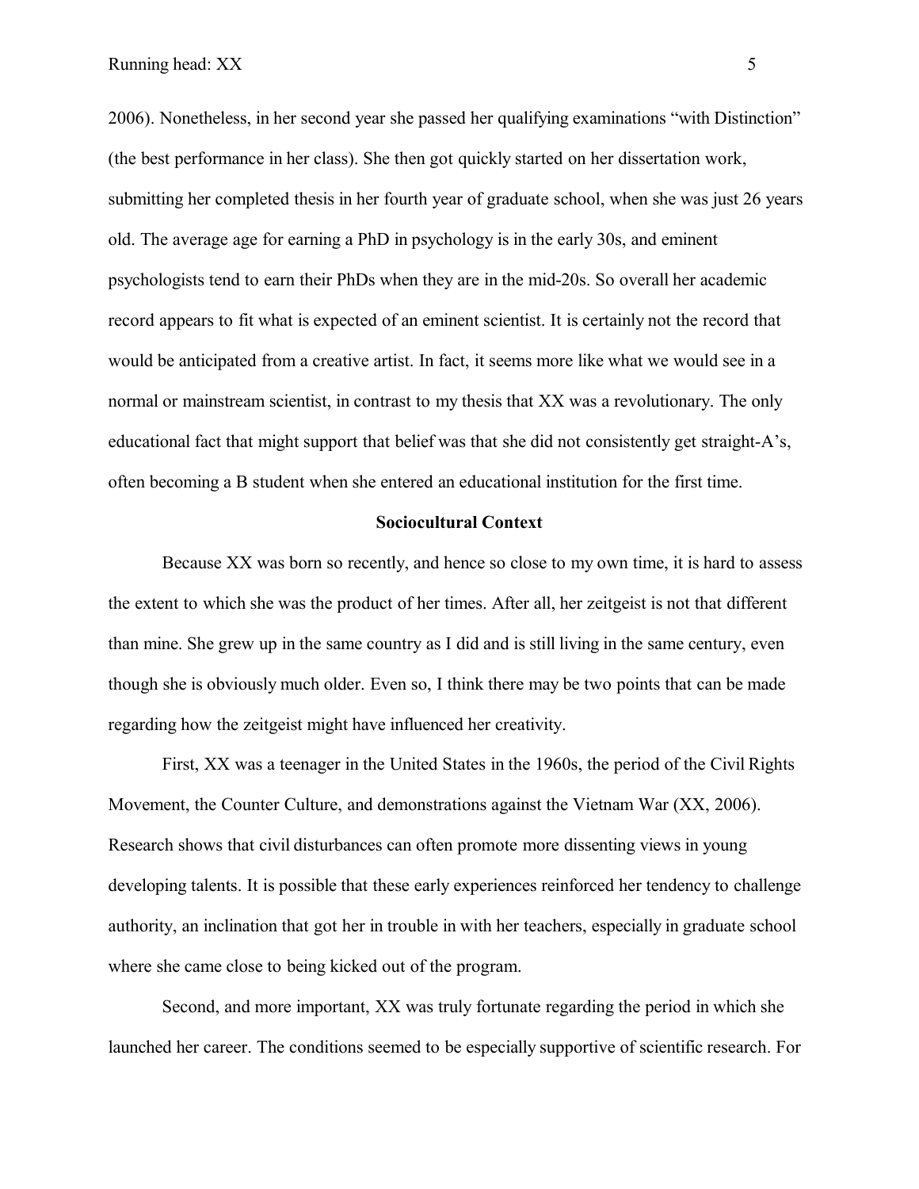2006). Nonetheless, in her second year she passed her qualifying examinations "with Distinction" (the best performance in her class). She then got quickly started on her dissertation work, submitting her completed thesis in her fourth year of graduate school, when she was just 26 years old. The average age for earning a PhD in psychology is in the early 30s, and eminent psychologists tend to earn their PhDs when they are in the mid-20s. So overall her academic record appears to fit what is expected of an eminent scientist. It is certainly not the record that would be anticipated from a creative artist. In fact, it seems more like what we would see in a normal or mainstream scientist, in contrast to my thesis that XX was a revolutionary. The only educational fact that might support that belief was that she did not consistently get straight-A's, often becoming a B student when she entered an educational institution for the first time.

## Sociocultural Context

Because XX was born so recently, and hence so close to my own time, it is hard to assess the extent to which she was the product of her times. After all, her zeitgeist is not that different than mine. She grew up in the same country as I did and is still living in the same century, even though she is obviously much older. Even so, I think there may be two points that can be made regarding how the zeitgeist might have influenced her creativity.

First, XX was a teenager in the United States in the 1960s, the period of the Civil Rights Movement, the Counter Culture, and demonstrations against the Vietnam War (XX, 2006). Research shows that civil disturbances can often promote more dissenting views in young developing talents. It is possible that these early experiences reinforced her tendency to challenge authority, an inclination that got her in trouble in with her teachers, especially in graduate school where she came close to being kicked out of the program.

Second, and more important, XX was truly fortunate regarding the period in which she launched her career. The conditions seemed to be especially supportive of scientific research. For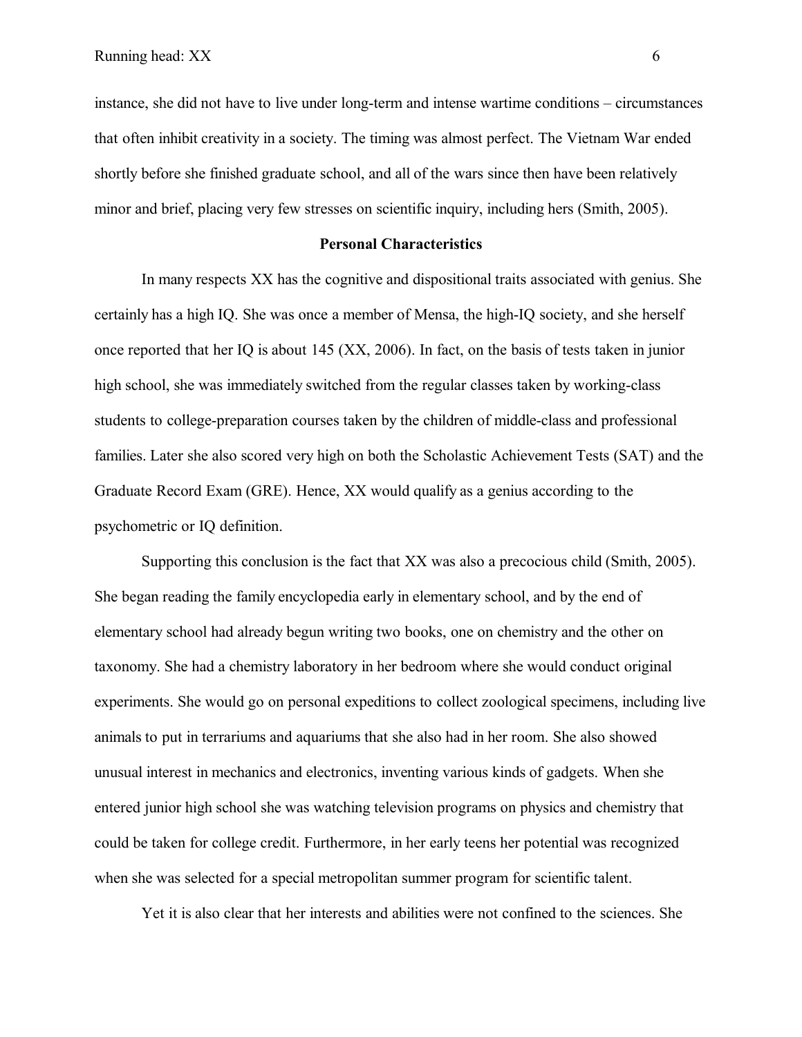instance, she did not have to live under long-term and intense wartime conditions – circumstances that often inhibit creativity in a society. The timing was almost perfect. The Vietnam War ended shortly before she finished graduate school, and all of the wars since then have been relatively minor and brief, placing very few stresses on scientific inquiry, including hers (Smith, 2005).

## Personal Characteristics

In many respects XX has the cognitive and dispositional traits associated with genius. She certainly has a high IQ. She was once a member of Mensa, the high-IQ society, and she herself once reported that her IQ is about 145 (XX, 2006). In fact, on the basis of tests taken in junior high school, she was immediately switched from the regular classes taken by working-class students to college-preparation courses taken by the children of middle-class and professional families. Later she also scored very high on both the Scholastic Achievement Tests (SAT) and the Graduate Record Exam (GRE). Hence, XX would qualify as a genius according to the psychometric or IQ definition.

Supporting this conclusion is the fact that XX was also a precocious child (Smith, 2005). She began reading the family encyclopedia early in elementary school, and by the end of elementary school had already begun writing two books, one on chemistry and the other on taxonomy. She had a chemistry laboratory in her bedroom where she would conduct original experiments. She would go on personal expeditions to collect zoological specimens, including live animals to put in terrariums and aquariums that she also had in her room. She also showed unusual interest in mechanics and electronics, inventing various kinds of gadgets. When she entered junior high school she was watching television programs on physics and chemistry that could be taken for college credit. Furthermore, in her early teens her potential was recognized when she was selected for a special metropolitan summer program for scientific talent.

Yet it is also clear that her interests and abilities were not confined to the sciences. She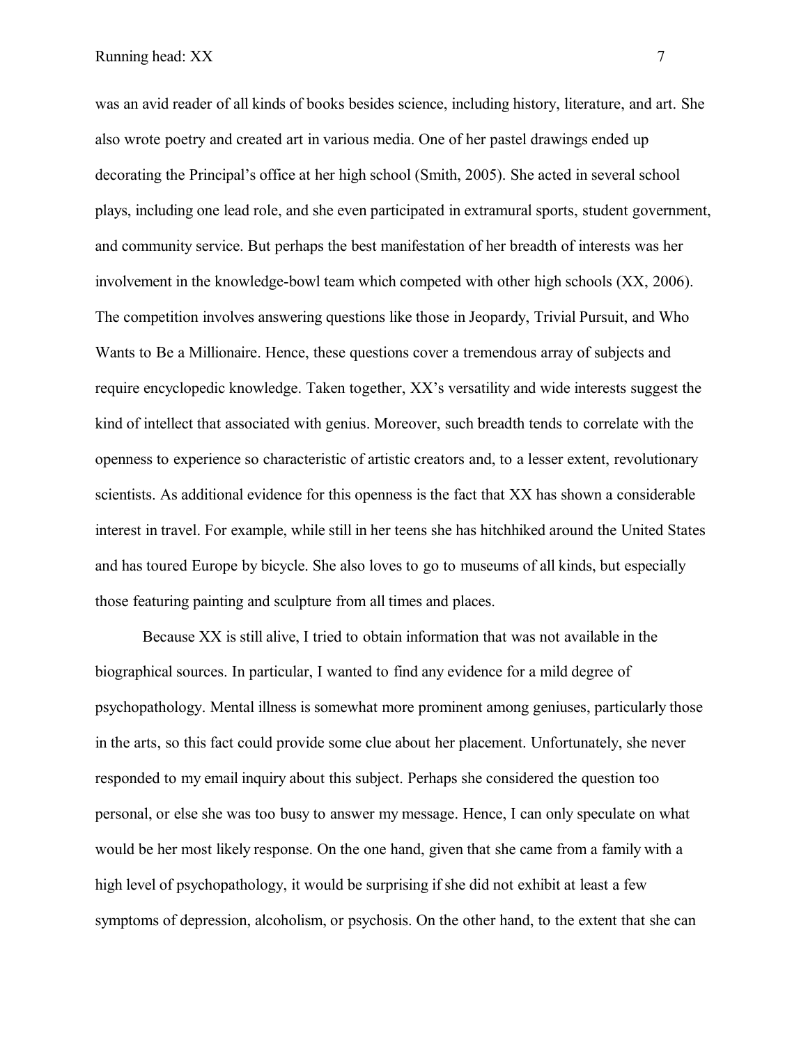was an avid reader of all kinds of books besides science, including history, literature, and art. She also wrote poetry and created art in various media. One of her pastel drawings ended up decorating the Principal's office at her high school (Smith, 2005). She acted in several school plays, including one lead role, and she even participated in extramural sports, student government, and community service. But perhaps the best manifestation of her breadth of interests was her involvement in the knowledge-bowl team which competed with other high schools (XX, 2006). The competition involves answering questions like those in Jeopardy, Trivial Pursuit, and Who Wants to Be a Millionaire. Hence, these questions cover a tremendous array of subjects and require encyclopedic knowledge. Taken together, XX's versatility and wide interests suggest the kind of intellect that associated with genius. Moreover, such breadth tends to correlate with the openness to experience so characteristic of artistic creators and, to a lesser extent, revolutionary scientists. As additional evidence for this openness is the fact that XX has shown a considerable interest in travel. For example, while still in her teens she has hitchhiked around the United States and has toured Europe by bicycle. She also loves to go to museums of all kinds, but especially those featuring painting and sculpture from all times and places.

Because XX is still alive, I tried to obtain information that was not available in the biographical sources. In particular, I wanted to find any evidence for a mild degree of psychopathology. Mental illness is somewhat more prominent among geniuses, particularly those in the arts, so this fact could provide some clue about her placement. Unfortunately, she never responded to my email inquiry about this subject. Perhaps she considered the question too personal, or else she was too busy to answer my message. Hence, I can only speculate on what would be her most likely response. On the one hand, given that she came from a family with a high level of psychopathology, it would be surprising if she did not exhibit at least a few symptoms of depression, alcoholism, or psychosis. On the other hand, to the extent that she can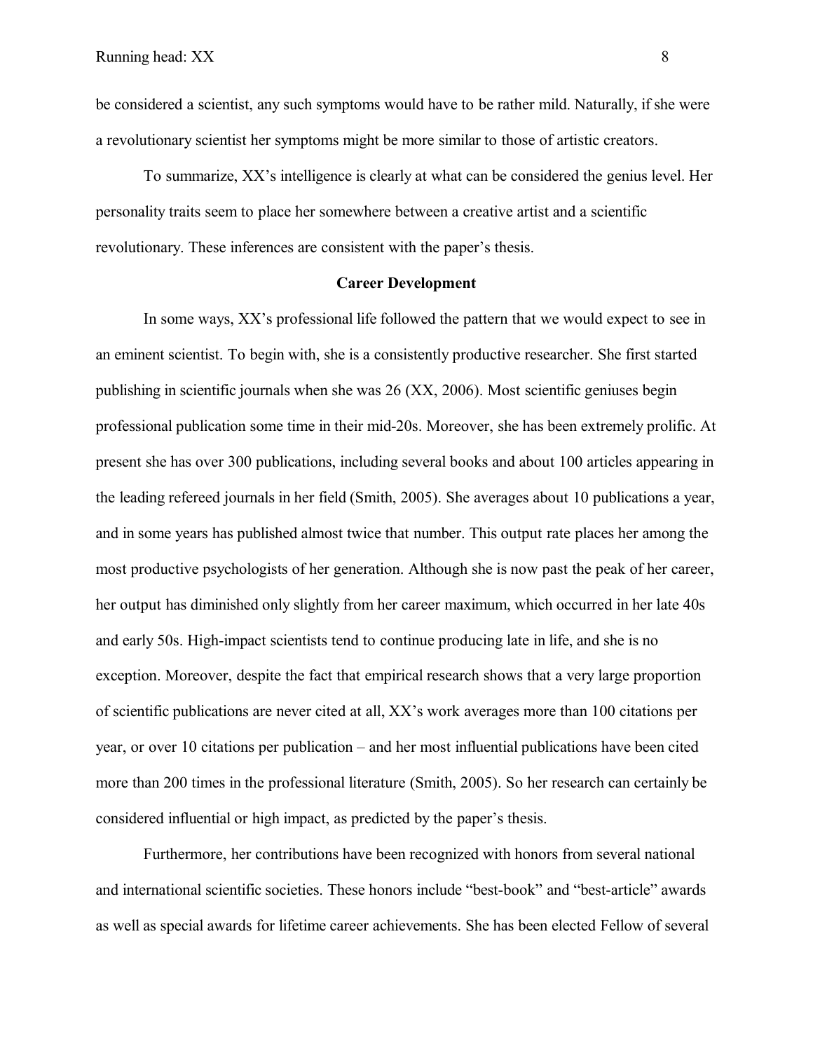be considered a scientist, any such symptoms would have to be rather mild. Naturally, if she were a revolutionary scientist her symptoms might be more similar to those of artistic creators.

To summarize, XX's intelligence is clearly at what can be considered the genius level. Her personality traits seem to place her somewhere between a creative artist and a scientific revolutionary. These inferences are consistent with the paper's thesis.

## Career Development

In some ways, XX's professional life followed the pattern that we would expect to see in an eminent scientist. To begin with, she is a consistently productive researcher. She first started publishing in scientific journals when she was 26 (XX, 2006). Most scientific geniuses begin professional publication some time in their mid-20s. Moreover, she has been extremely prolific. At present she has over 300 publications, including several books and about 100 articles appearing in the leading refereed journals in her field (Smith, 2005). She averages about 10 publications a year, and in some years has published almost twice that number. This output rate places her among the most productive psychologists of her generation. Although she is now past the peak of her career, her output has diminished only slightly from her career maximum, which occurred in her late 40s and early 50s. High-impact scientists tend to continue producing late in life, and she is no exception. Moreover, despite the fact that empirical research shows that a very large proportion of scientific publications are never cited at all, XX's work averages more than 100 citations per year, or over 10 citations per publication – and her most influential publications have been cited more than 200 times in the professional literature (Smith, 2005). So her research can certainly be considered influential or high impact, as predicted by the paper's thesis.

Furthermore, her contributions have been recognized with honors from several national and international scientific societies. These honors include "best-book" and "best-article" awards as well as special awards for lifetime career achievements. She has been elected Fellow of several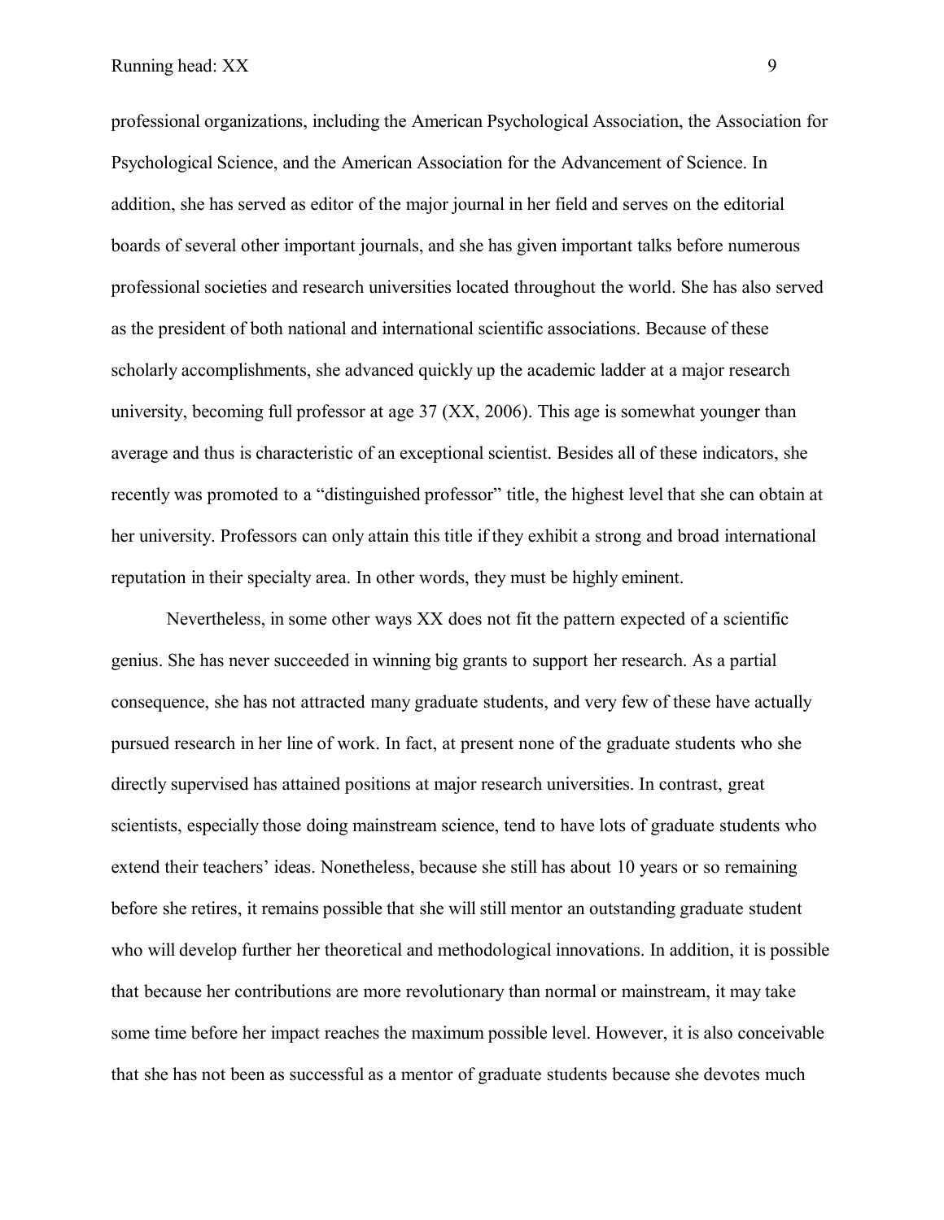professional organizations, including the American Psychological Association, the Association for Psychological Science, and the American Association for the Advancement of Science. In addition, she has served as editor of the major journal in her field and serves on the editorial boards of several other important journals, and she has given important talks before numerous professional societies and research universities located throughout the world. She has also served as the president of both national and international scientific associations. Because of these scholarly accomplishments, she advanced quickly up the academic ladder at a major research university, becoming full professor at age 37 (XX, 2006). This age is somewhat younger than average and thus is characteristic of an exceptional scientist. Besides all of these indicators, she recently was promoted to a "distinguished professor" title, the highest level that she can obtain at her university. Professors can only attain this title if they exhibit a strong and broad international reputation in their specialty area. In other words, they must be highly eminent.

Nevertheless, in some other ways XX does not fit the pattern expected of a scientific genius. She has never succeeded in winning big grants to support her research. As a partial consequence, she has not attracted many graduate students, and very few of these have actually pursued research in her line of work. In fact, at present none of the graduate students who she directly supervised has attained positions at major research universities. In contrast, great scientists, especially those doing mainstream science, tend to have lots of graduate students who extend their teachers' ideas. Nonetheless, because she still has about 10 years or so remaining before she retires, it remains possible that she will still mentor an outstanding graduate student who will develop further her theoretical and methodological innovations. In addition, it is possible that because her contributions are more revolutionary than normal or mainstream, it may take some time before her impact reaches the maximum possible level. However, it is also conceivable that she has not been as successful as a mentor of graduate students because she devotes much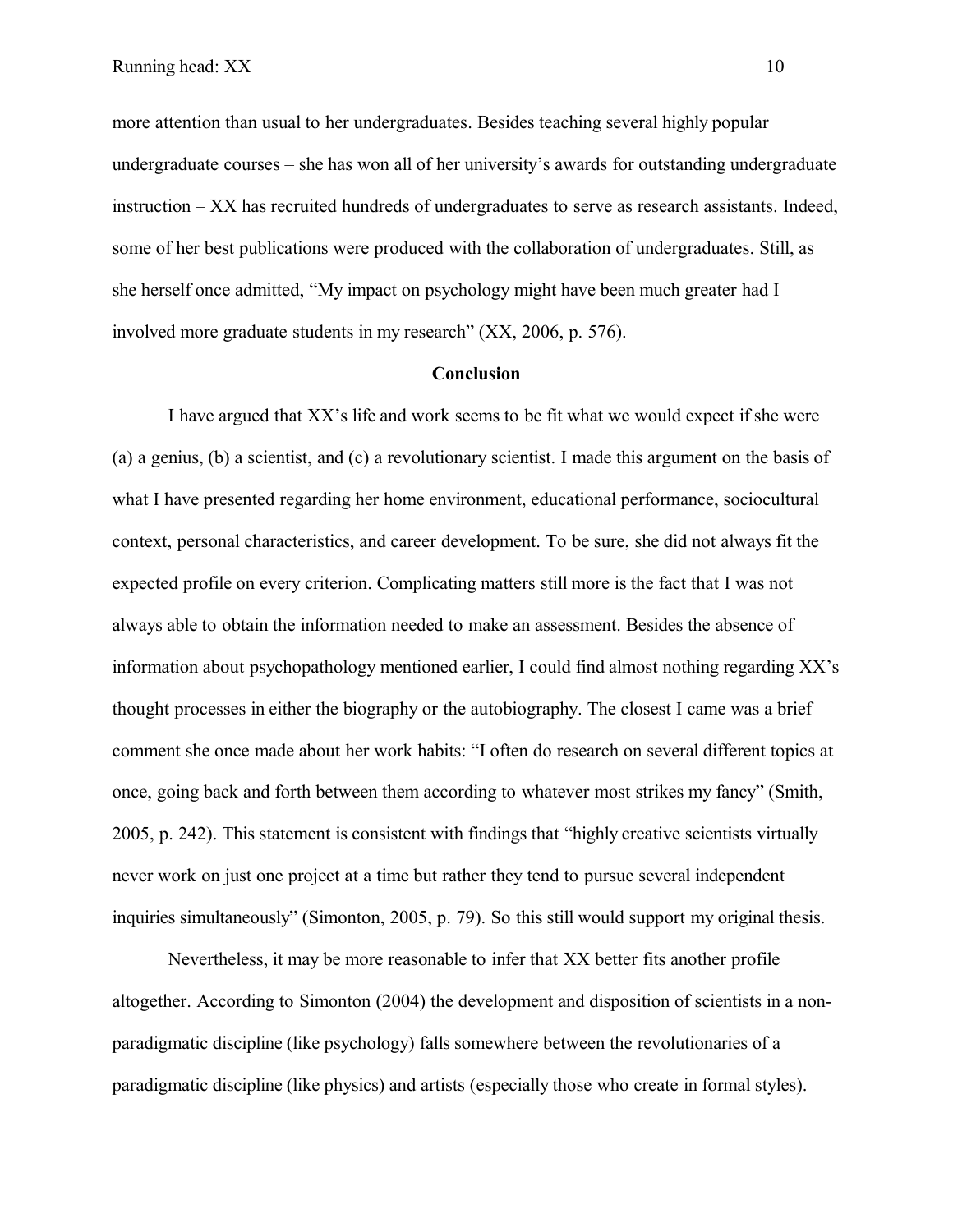more attention than usual to her undergraduates. Besides teaching several highly popular undergraduate courses – she has won all of her university's awards for outstanding undergraduate instruction – XX has recruited hundreds of undergraduates to serve as research assistants. Indeed, some of her best publications were produced with the collaboration of undergraduates. Still, as she herself once admitted, "My impact on psychology might have been much greater had I involved more graduate students in my research" (XX, 2006, p. 576).

## Conclusion

I have argued that XX's life and work seems to be fit what we would expect if she were (a) a genius, (b) a scientist, and (c) a revolutionary scientist. I made this argument on the basis of what I have presented regarding her home environment, educational performance, sociocultural context, personal characteristics, and career development. To be sure, she did not always fit the expected profile on every criterion. Complicating matters still more is the fact that I was not always able to obtain the information needed to make an assessment. Besides the absence of information about psychopathology mentioned earlier, I could find almost nothing regarding XX's thought processes in either the biography or the autobiography. The closest I came was a brief comment she once made about her work habits: "I often do research on several different topics at once, going back and forth between them according to whatever most strikes my fancy" (Smith, 2005, p. 242). This statement is consistent with findings that "highly creative scientists virtually never work on just one project at a time but rather they tend to pursue several independent inquiries simultaneously" (Simonton, 2005, p. 79). So this still would support my original thesis.

Nevertheless, it may be more reasonable to infer that XX better fits another profile altogether. According to Simonton (2004) the development and disposition of scientists in a non-paradigmatic discipline (like psychology) falls somewhere between the revolutionaries of a paradigmatic discipline (like physics) and artists (especially those who create in formal styles).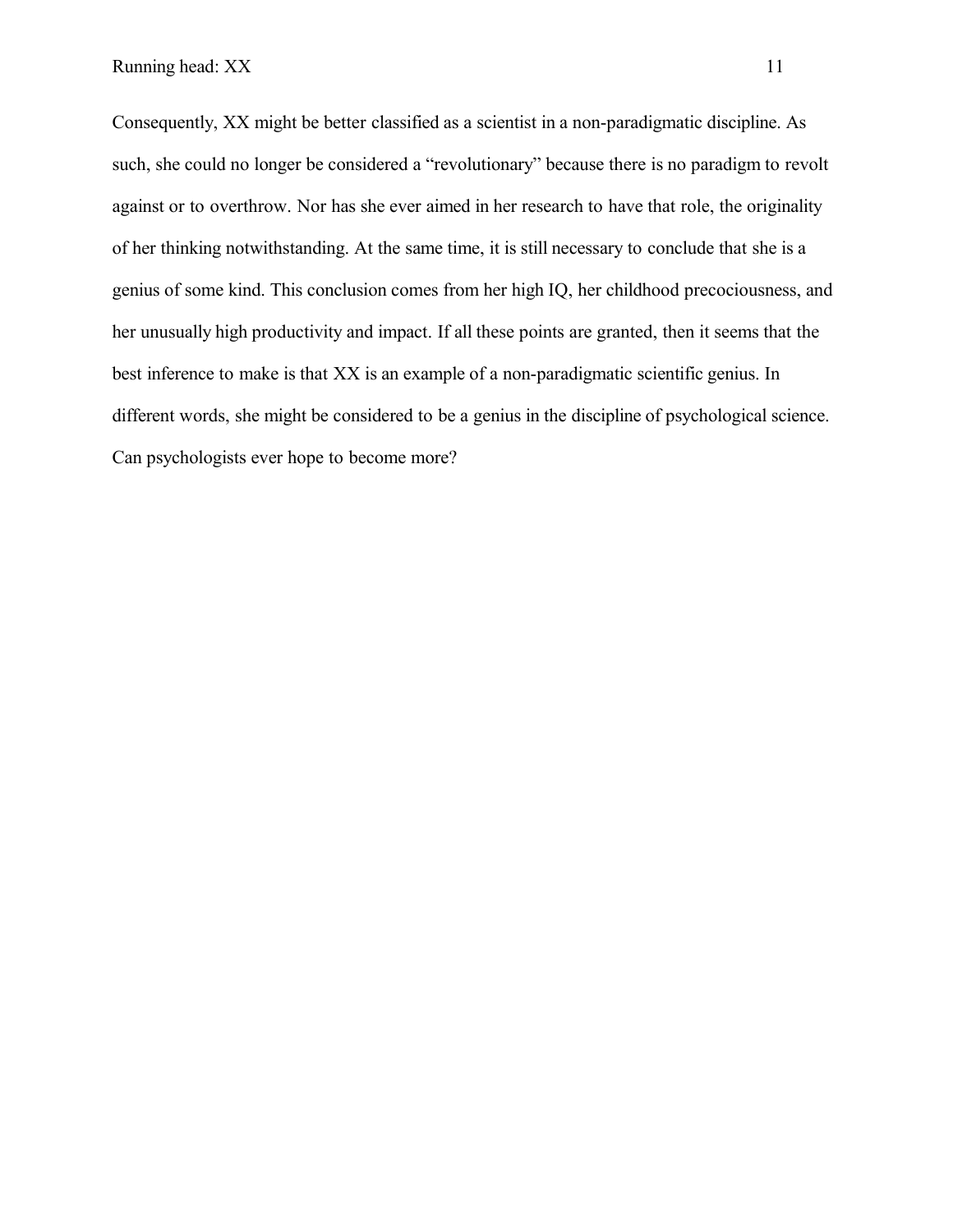Consequently, XX might be better classified as a scientist in a non-paradigmatic discipline. As such, she could no longer be considered a "revolutionary" because there is no paradigm to revolt against or to overthrow. Nor has she ever aimed in her research to have that role, the originality of her thinking notwithstanding. At the same time, it is still necessary to conclude that she is a genius of some kind. This conclusion comes from her high IQ, her childhood precociousness, and her unusually high productivity and impact. If all these points are granted, then it seems that the best inference to make is that XX is an example of a non-paradigmatic scientific genius. In different words, she might be considered to be a genius in the discipline of psychological science. Can psychologists ever hope to become more?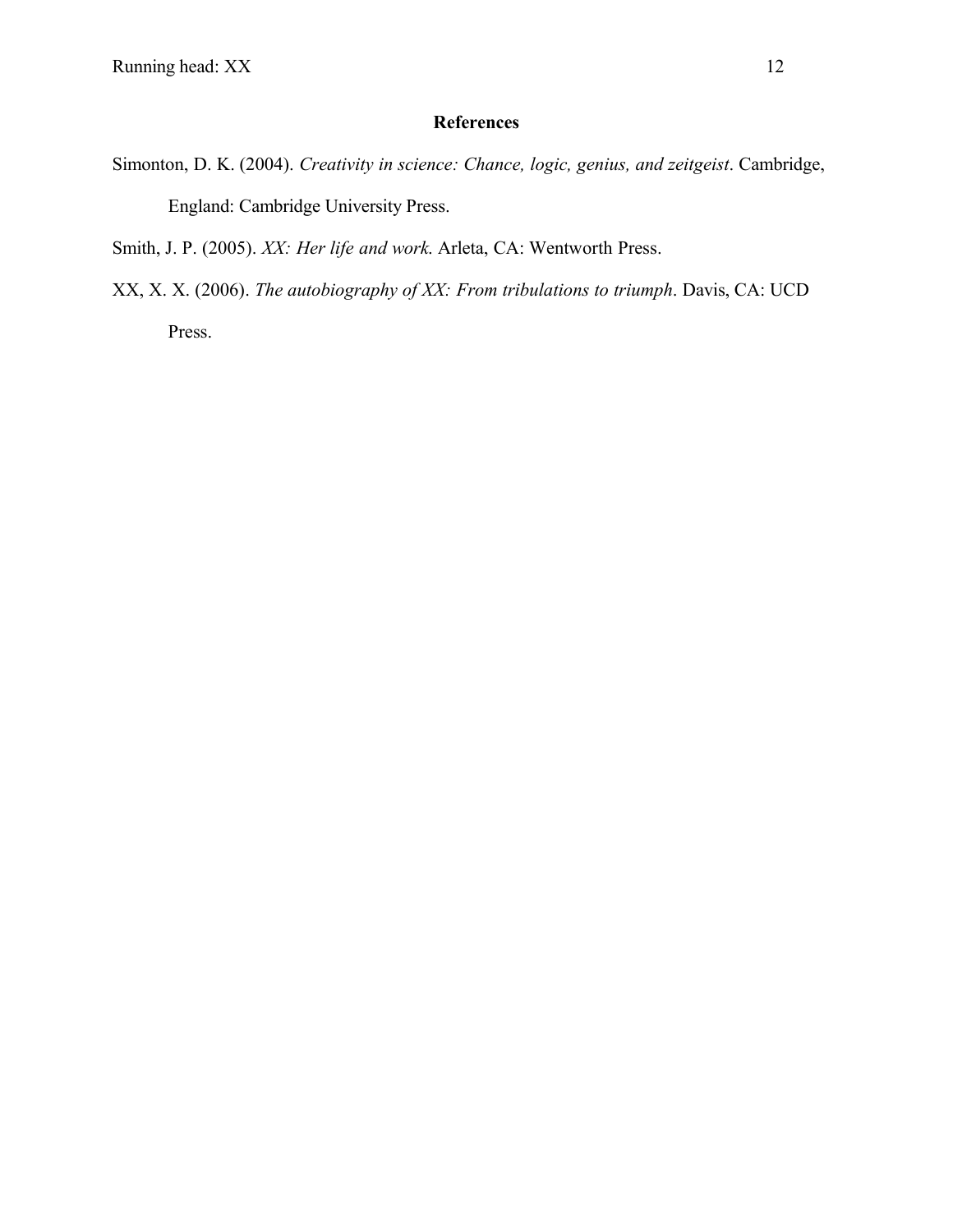# References

Simonton, D. K. (2004). *Creativity in science: Chance, logic, genius, and zeitgeist*. Cambridge, England: Cambridge University Press.

Smith, J. P. (2005). *XX: Her life and work.* Arleta, CA: Wentworth Press.

XX, X. X. (2006). *The autobiography of XX: From tribulations to triumph*. Davis, CA: UCD Press.